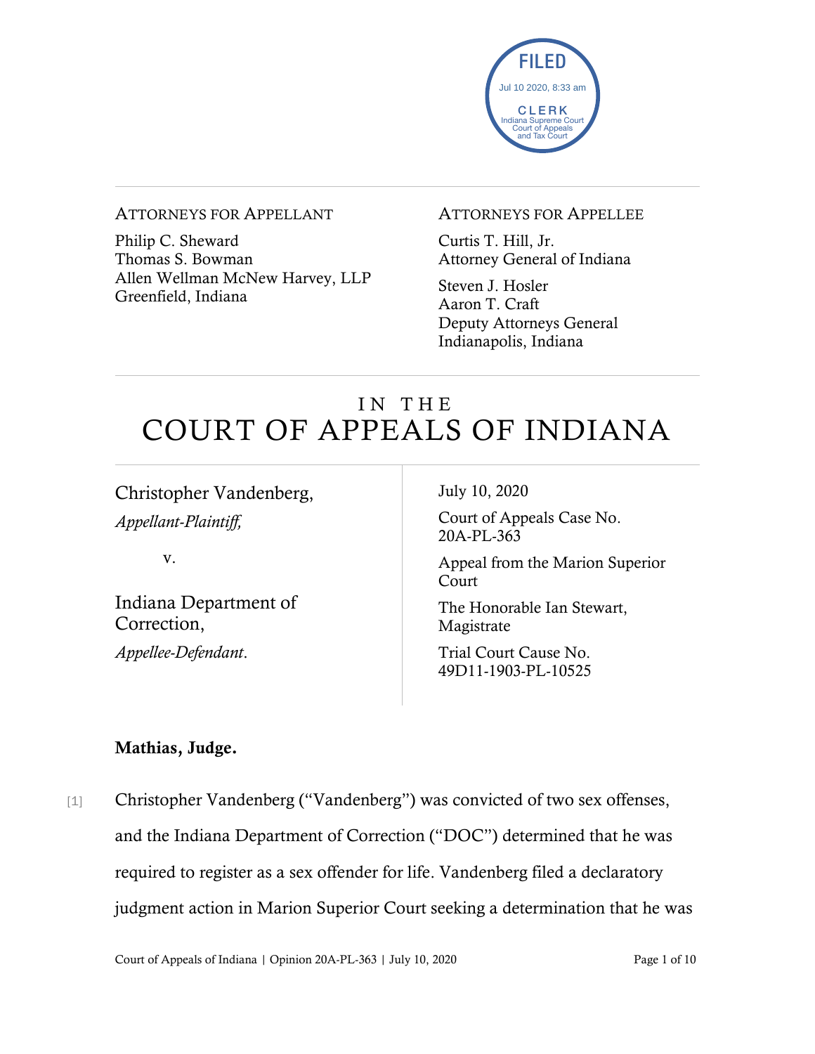FILED
Jul 10 2020, 8:33 am
CLERK
Indiana Supreme Court
Court of Appeals
and Tax Court

ATTORNEYS FOR APPELLANT

Philip C. Sheward
Thomas S. Bowman
Allen Wellman McNew Harvey, LLP
Greenfield, Indiana

ATTORNEYS FOR APPELLEE

Curtis T. Hill, Jr.
Attorney General of Indiana

Steven J. Hosler
Aaron T. Craft
Deputy Attorneys General
Indianapolis, Indiana

# IN THE COURT OF APPEALS OF INDIANA

Christopher Vandenberg,
*Appellant-Plaintiff,*

v.

Indiana Department of Correction,
*Appellee-Defendant*.

July 10, 2020

Court of Appeals Case No. 20A-PL-363

Appeal from the Marion Superior Court

The Honorable Ian Stewart, Magistrate

Trial Court Cause No. 49D11-1903-PL-10525

**Mathias, Judge.**

[1] Christopher Vandenberg ("Vandenberg") was convicted of two sex offenses, and the Indiana Department of Correction ("DOC") determined that he was required to register as a sex offender for life. Vandenberg filed a declaratory judgment action in Marion Superior Court seeking a determination that he was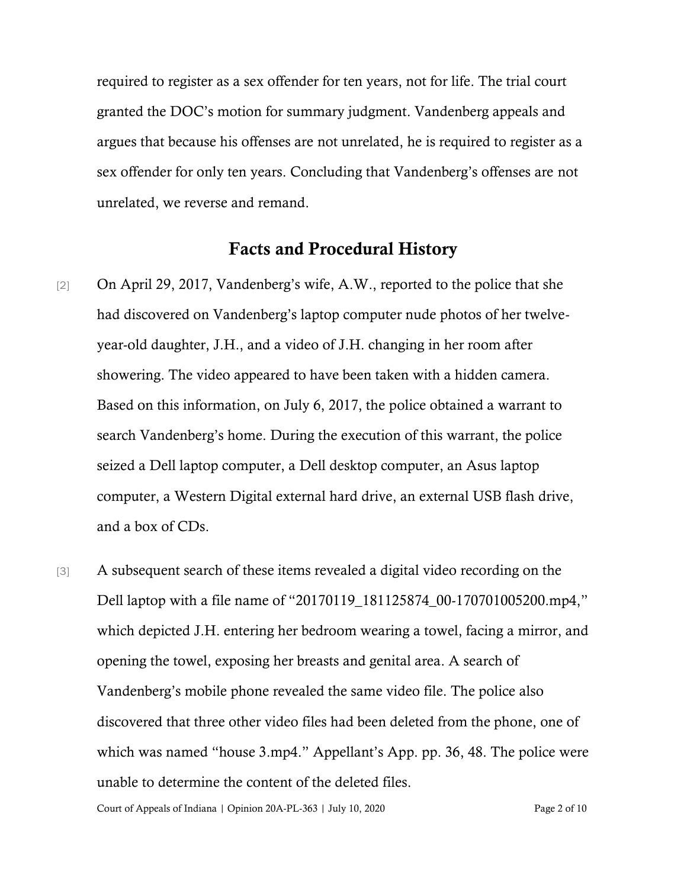required to register as a sex offender for ten years, not for life. The trial court granted the DOC's motion for summary judgment. Vandenberg appeals and argues that because his offenses are not unrelated, he is required to register as a sex offender for only ten years. Concluding that Vandenberg's offenses are not unrelated, we reverse and remand.

## Facts and Procedural History

[2] On April 29, 2017, Vandenberg's wife, A.W., reported to the police that she had discovered on Vandenberg's laptop computer nude photos of her twelve-year-old daughter, J.H., and a video of J.H. changing in her room after showering. The video appeared to have been taken with a hidden camera. Based on this information, on July 6, 2017, the police obtained a warrant to search Vandenberg's home. During the execution of this warrant, the police seized a Dell laptop computer, a Dell desktop computer, an Asus laptop computer, a Western Digital external hard drive, an external USB flash drive, and a box of CDs.

[3] A subsequent search of these items revealed a digital video recording on the Dell laptop with a file name of "20170119_181125874_00-170701005200.mp4," which depicted J.H. entering her bedroom wearing a towel, facing a mirror, and opening the towel, exposing her breasts and genital area. A search of Vandenberg's mobile phone revealed the same video file. The police also discovered that three other video files had been deleted from the phone, one of which was named "house 3.mp4." Appellant's App. pp. 36, 48. The police were unable to determine the content of the deleted files.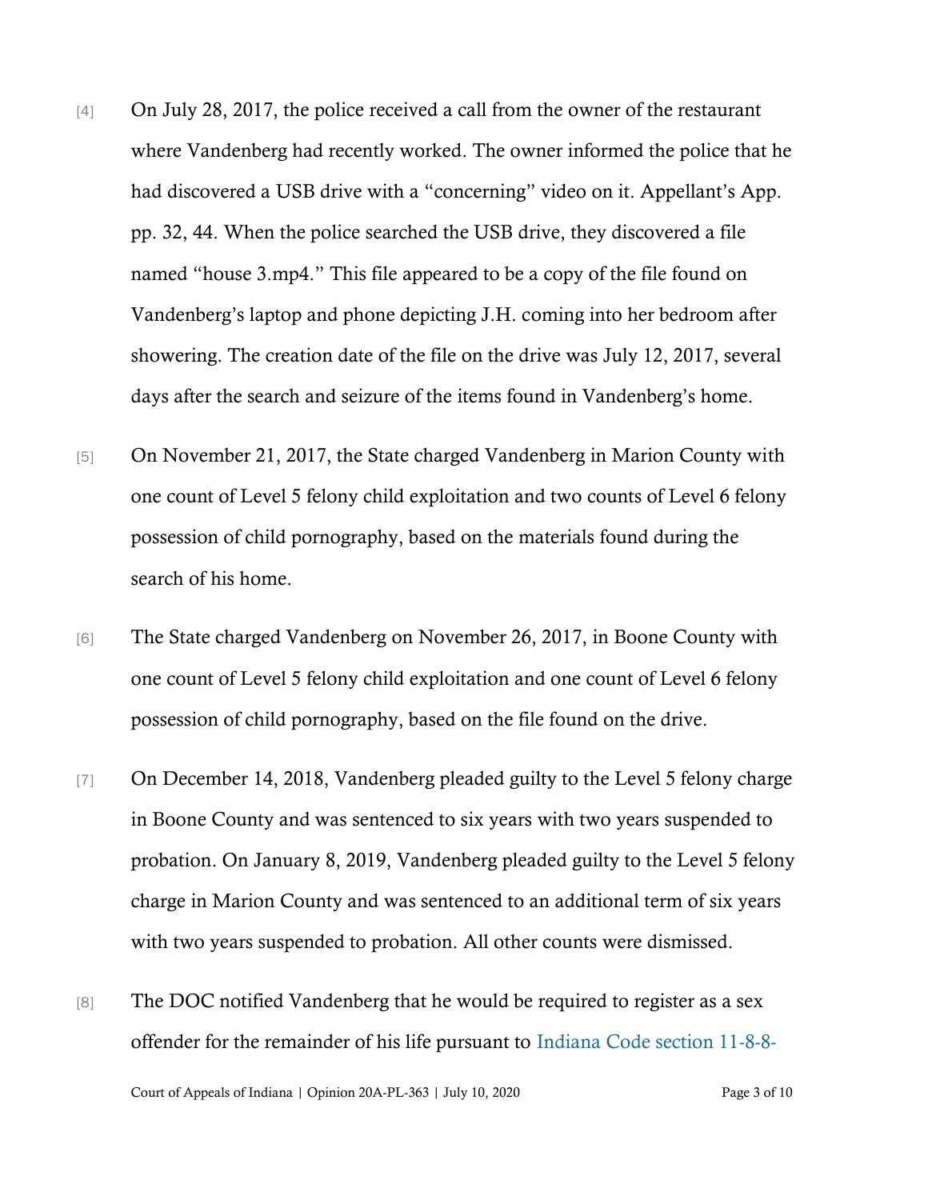[4] On July 28, 2017, the police received a call from the owner of the restaurant where Vandenberg had recently worked. The owner informed the police that he had discovered a USB drive with a "concerning" video on it. Appellant's App. pp. 32, 44. When the police searched the USB drive, they discovered a file named "house 3.mp4." This file appeared to be a copy of the file found on Vandenberg's laptop and phone depicting J.H. coming into her bedroom after showering. The creation date of the file on the drive was July 12, 2017, several days after the search and seizure of the items found in Vandenberg's home.

[5] On November 21, 2017, the State charged Vandenberg in Marion County with one count of Level 5 felony child exploitation and two counts of Level 6 felony possession of child pornography, based on the materials found during the search of his home.

[6] The State charged Vandenberg on November 26, 2017, in Boone County with one count of Level 5 felony child exploitation and one count of Level 6 felony possession of child pornography, based on the file found on the drive.

[7] On December 14, 2018, Vandenberg pleaded guilty to the Level 5 felony charge in Boone County and was sentenced to six years with two years suspended to probation. On January 8, 2019, Vandenberg pleaded guilty to the Level 5 felony charge in Marion County and was sentenced to an additional term of six years with two years suspended to probation. All other counts were dismissed.

[8] The DOC notified Vandenberg that he would be required to register as a sex offender for the remainder of his life pursuant to Indiana Code section 11-8-8-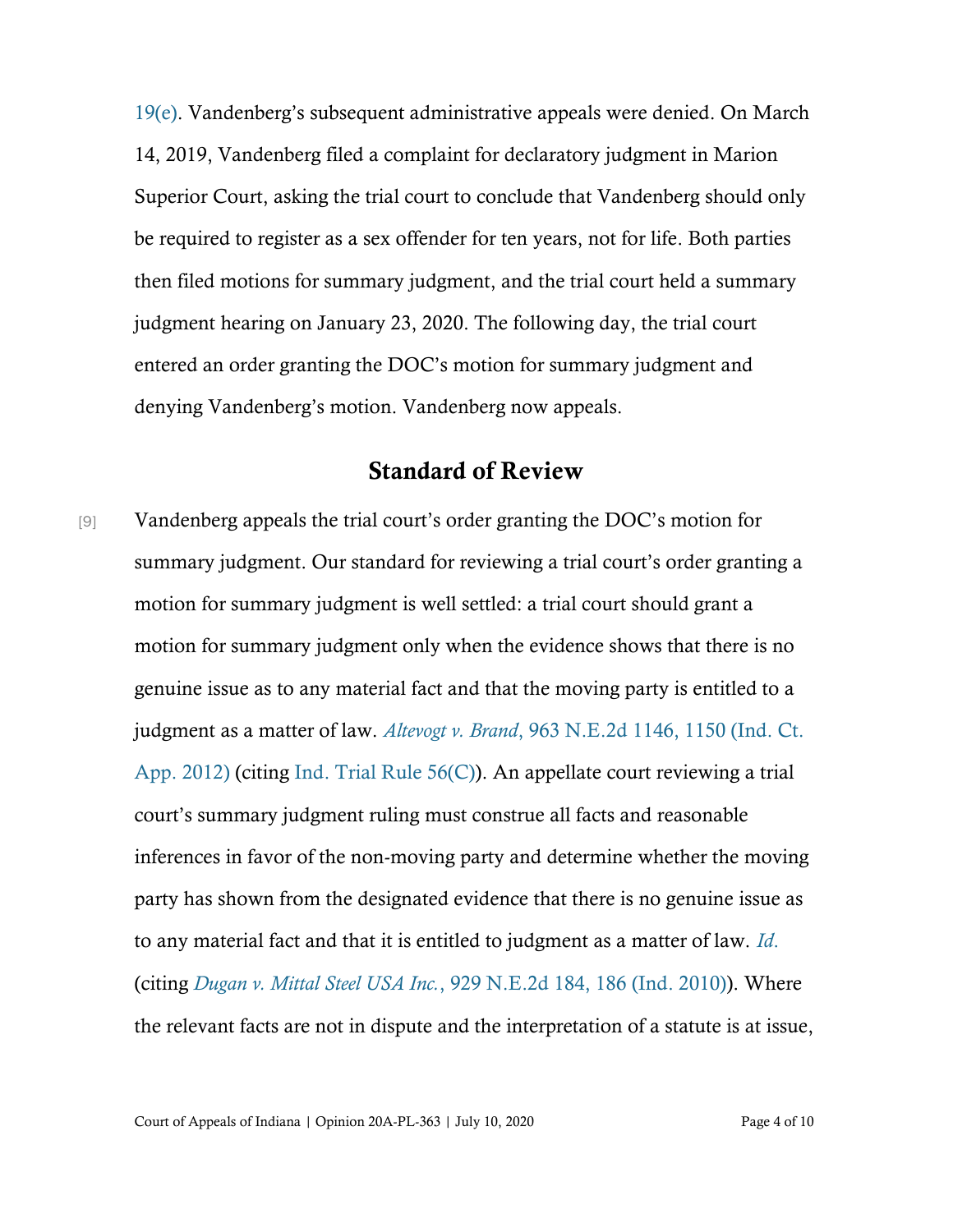19(e). Vandenberg's subsequent administrative appeals were denied. On March 14, 2019, Vandenberg filed a complaint for declaratory judgment in Marion Superior Court, asking the trial court to conclude that Vandenberg should only be required to register as a sex offender for ten years, not for life. Both parties then filed motions for summary judgment, and the trial court held a summary judgment hearing on January 23, 2020. The following day, the trial court entered an order granting the DOC's motion for summary judgment and denying Vandenberg's motion. Vandenberg now appeals.

## Standard of Review

[9] Vandenberg appeals the trial court's order granting the DOC's motion for summary judgment. Our standard for reviewing a trial court's order granting a motion for summary judgment is well settled: a trial court should grant a motion for summary judgment only when the evidence shows that there is no genuine issue as to any material fact and that the moving party is entitled to a judgment as a matter of law. *Altevogt v. Brand*, 963 N.E.2d 1146, 1150 (Ind. Ct. App. 2012) (citing Ind. Trial Rule 56(C)). An appellate court reviewing a trial court's summary judgment ruling must construe all facts and reasonable inferences in favor of the non-moving party and determine whether the moving party has shown from the designated evidence that there is no genuine issue as to any material fact and that it is entitled to judgment as a matter of law. *Id.* (citing *Dugan v. Mittal Steel USA Inc.*, 929 N.E.2d 184, 186 (Ind. 2010)). Where the relevant facts are not in dispute and the interpretation of a statute is at issue,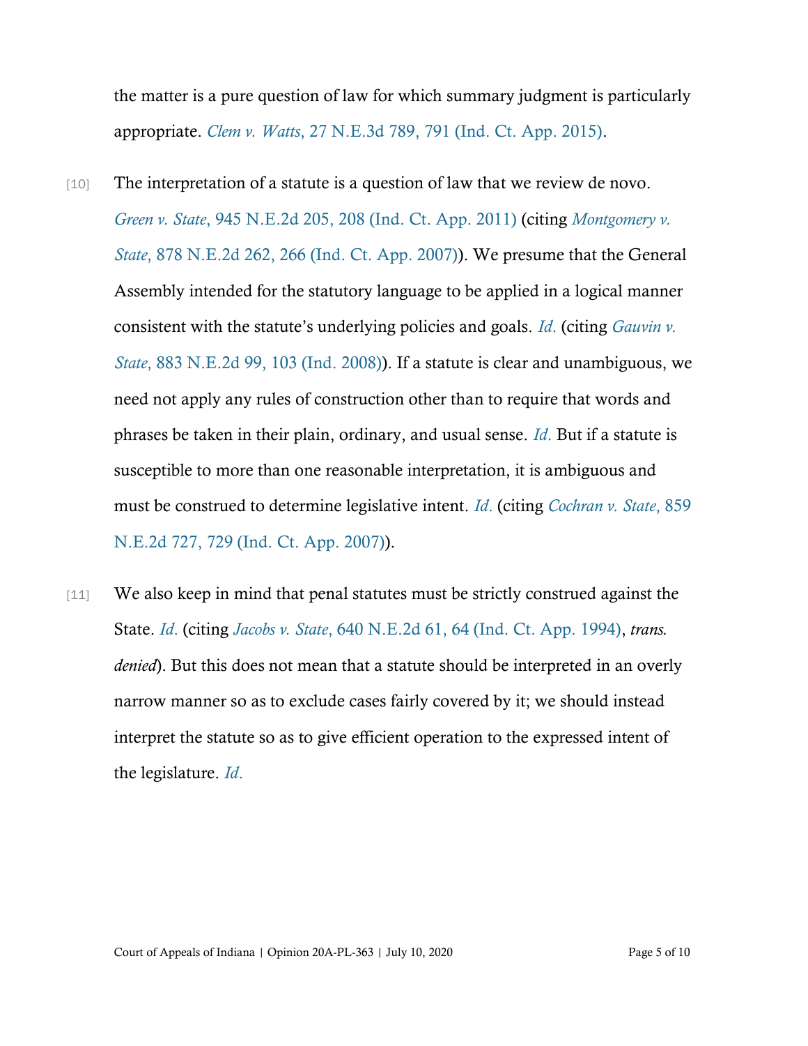the matter is a pure question of law for which summary judgment is particularly appropriate. *Clem v. Watts*, 27 N.E.3d 789, 791 (Ind. Ct. App. 2015).

[10] The interpretation of a statute is a question of law that we review de novo. *Green v. State*, 945 N.E.2d 205, 208 (Ind. Ct. App. 2011) (citing *Montgomery v. State*, 878 N.E.2d 262, 266 (Ind. Ct. App. 2007)). We presume that the General Assembly intended for the statutory language to be applied in a logical manner consistent with the statute's underlying policies and goals. *Id.* (citing *Gauvin v. State*, 883 N.E.2d 99, 103 (Ind. 2008)). If a statute is clear and unambiguous, we need not apply any rules of construction other than to require that words and phrases be taken in their plain, ordinary, and usual sense. *Id.* But if a statute is susceptible to more than one reasonable interpretation, it is ambiguous and must be construed to determine legislative intent. *Id.* (citing *Cochran v. State*, 859 N.E.2d 727, 729 (Ind. Ct. App. 2007)).

[11] We also keep in mind that penal statutes must be strictly construed against the State. *Id.* (citing *Jacobs v. State*, 640 N.E.2d 61, 64 (Ind. Ct. App. 1994), *trans. denied*). But this does not mean that a statute should be interpreted in an overly narrow manner so as to exclude cases fairly covered by it; we should instead interpret the statute so as to give efficient operation to the expressed intent of the legislature. *Id.*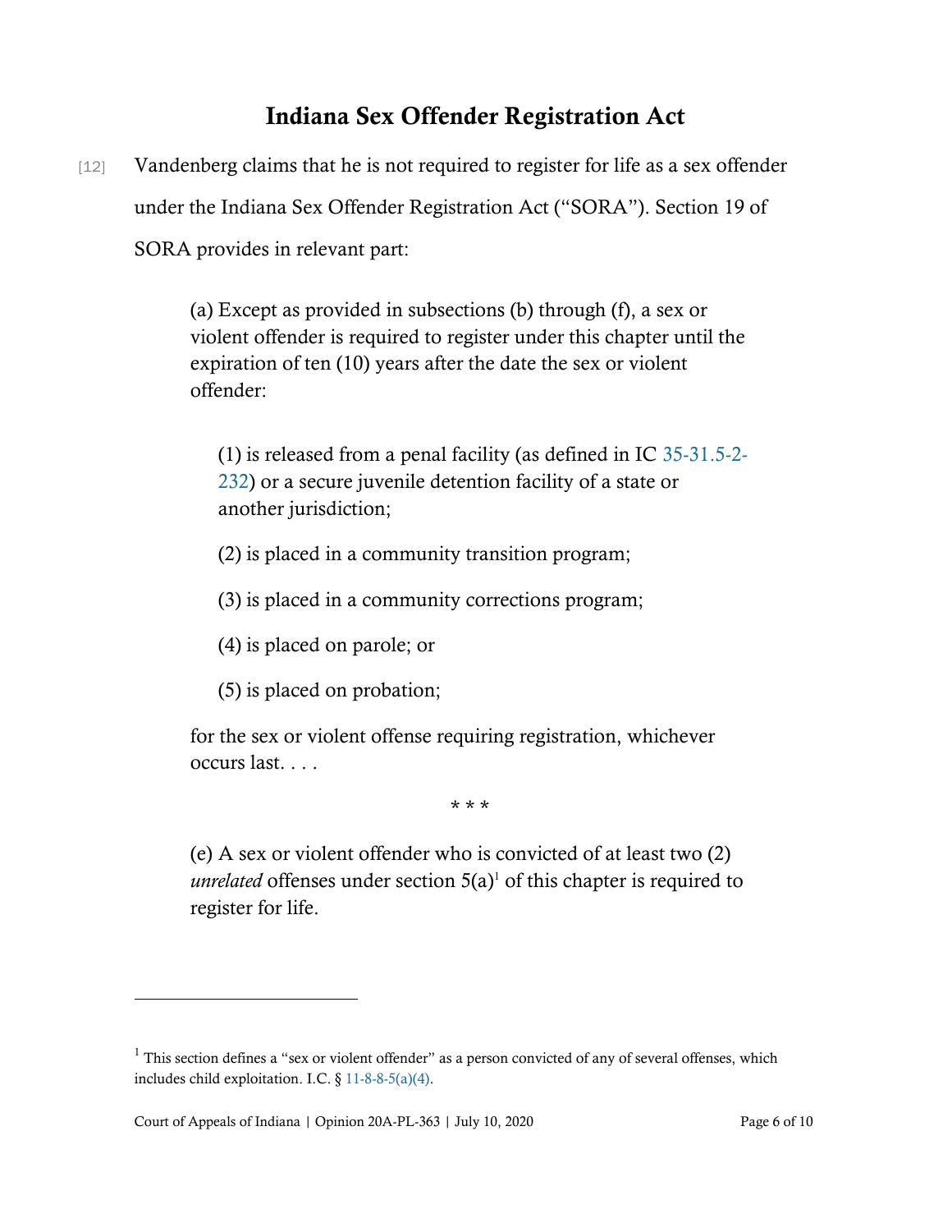## Indiana Sex Offender Registration Act

[12] Vandenberg claims that he is not required to register for life as a sex offender under the Indiana Sex Offender Registration Act ("SORA"). Section 19 of SORA provides in relevant part:

> (a) Except as provided in subsections (b) through (f), a sex or violent offender is required to register under this chapter until the expiration of ten (10) years after the date the sex or violent offender:
>
> > (1) is released from a penal facility (as defined in IC 35-31.5-2-232) or a secure juvenile detention facility of a state or another jurisdiction;
> >
> > (2) is placed in a community transition program;
> >
> > (3) is placed in a community corrections program;
> >
> > (4) is placed on parole; or
> >
> > (5) is placed on probation;
>
> for the sex or violent offense requiring registration, whichever occurs last. . . .
>
> \* \* \*
>
> (e) A sex or violent offender who is convicted of at least two (2) *unrelated* offenses under section 5(a)[1] of this chapter is required to register for life.

---

[1] This section defines a "sex or violent offender" as a person convicted of any of several offenses, which includes child exploitation. I.C. § 11-8-8-5(a)(4).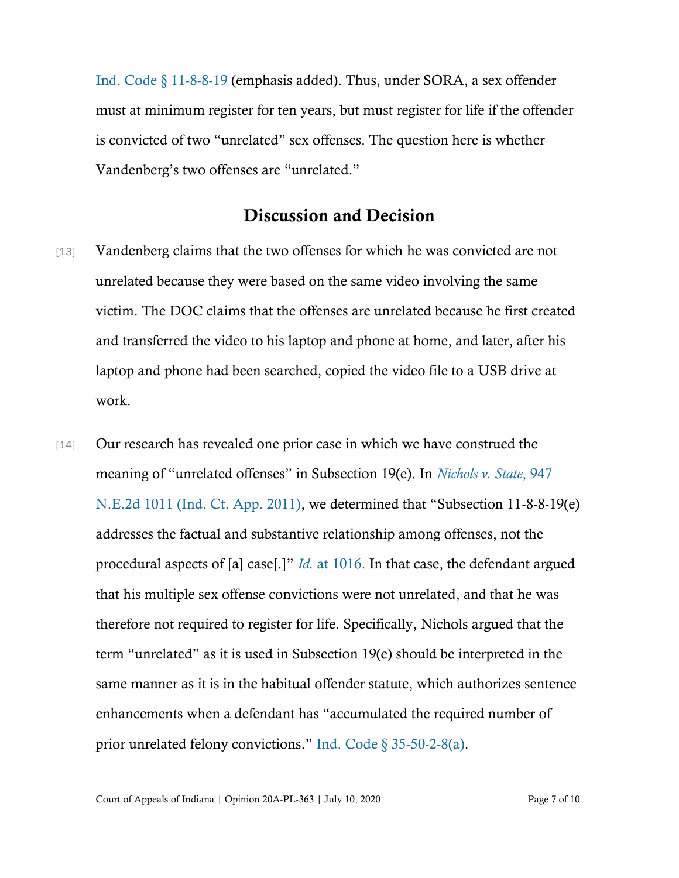Ind. Code § 11-8-8-19 (emphasis added). Thus, under SORA, a sex offender must at minimum register for ten years, but must register for life if the offender is convicted of two "unrelated" sex offenses. The question here is whether Vandenberg's two offenses are "unrelated."

## Discussion and Decision

[13] Vandenberg claims that the two offenses for which he was convicted are not unrelated because they were based on the same video involving the same victim. The DOC claims that the offenses are unrelated because he first created and transferred the video to his laptop and phone at home, and later, after his laptop and phone had been searched, copied the video file to a USB drive at work.

[14] Our research has revealed one prior case in which we have construed the meaning of "unrelated offenses" in Subsection 19(e). In *Nichols v. State*, 947 N.E.2d 1011 (Ind. Ct. App. 2011), we determined that "Subsection 11-8-8-19(e) addresses the factual and substantive relationship among offenses, not the procedural aspects of [a] case[.]" *Id.* at 1016. In that case, the defendant argued that his multiple sex offense convictions were not unrelated, and that he was therefore not required to register for life. Specifically, Nichols argued that the term "unrelated" as it is used in Subsection 19(e) should be interpreted in the same manner as it is in the habitual offender statute, which authorizes sentence enhancements when a defendant has "accumulated the required number of prior unrelated felony convictions." Ind. Code § 35-50-2-8(a).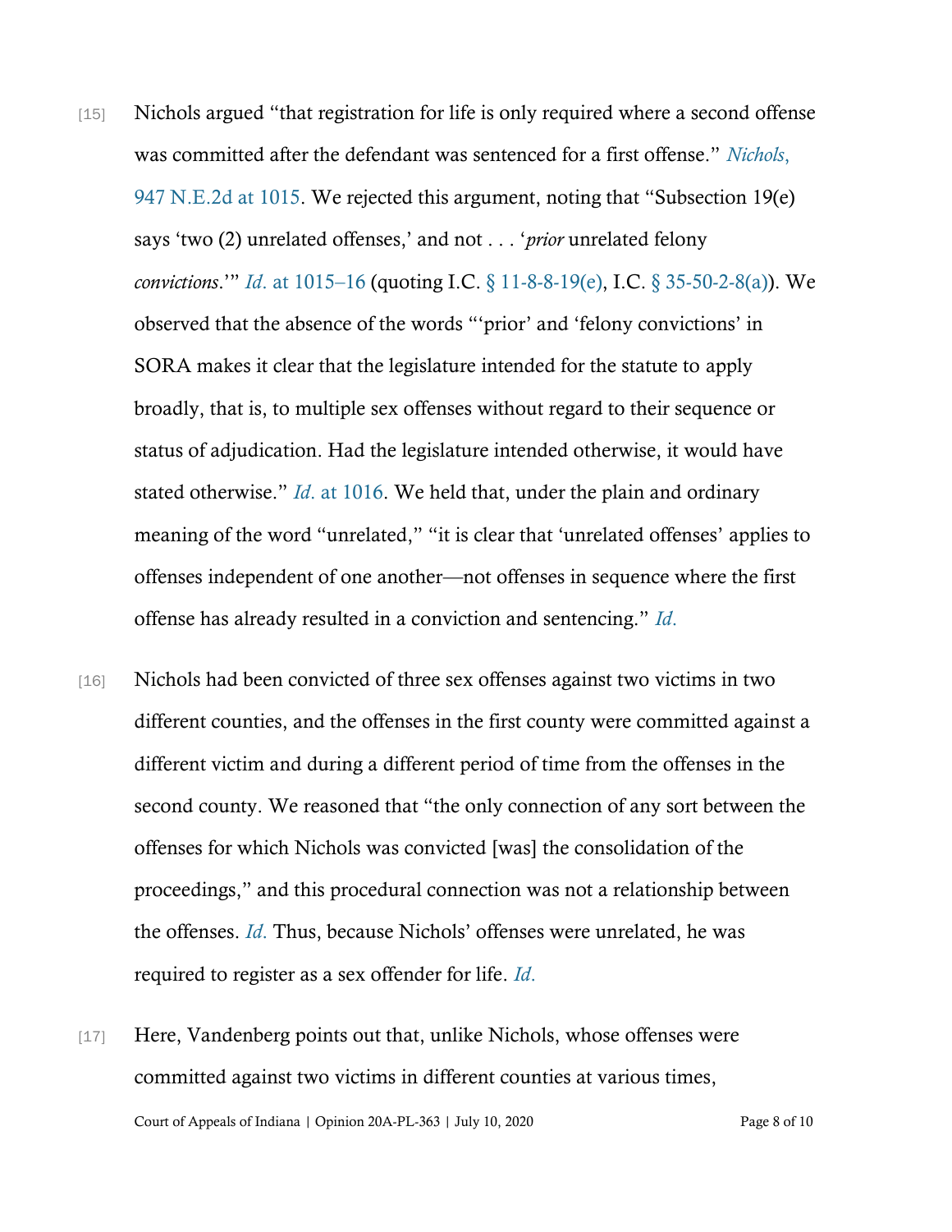[15] Nichols argued "that registration for life is only required where a second offense was committed after the defendant was sentenced for a first offense." *Nichols*, 947 N.E.2d at 1015. We rejected this argument, noting that "Subsection 19(e) says 'two (2) unrelated offenses,' and not . . . '*prior* unrelated felony *convictions*.'" *Id*. at 1015–16 (quoting I.C. § 11-8-8-19(e), I.C. § 35-50-2-8(a)). We observed that the absence of the words "'prior' and 'felony convictions' in SORA makes it clear that the legislature intended for the statute to apply broadly, that is, to multiple sex offenses without regard to their sequence or status of adjudication. Had the legislature intended otherwise, it would have stated otherwise." *Id*. at 1016. We held that, under the plain and ordinary meaning of the word "unrelated," "it is clear that 'unrelated offenses' applies to offenses independent of one another—not offenses in sequence where the first offense has already resulted in a conviction and sentencing." *Id*.

[16] Nichols had been convicted of three sex offenses against two victims in two different counties, and the offenses in the first county were committed against a different victim and during a different period of time from the offenses in the second county. We reasoned that "the only connection of any sort between the offenses for which Nichols was convicted [was] the consolidation of the proceedings," and this procedural connection was not a relationship between the offenses. *Id*. Thus, because Nichols' offenses were unrelated, he was required to register as a sex offender for life. *Id*.

[17] Here, Vandenberg points out that, unlike Nichols, whose offenses were committed against two victims in different counties at various times,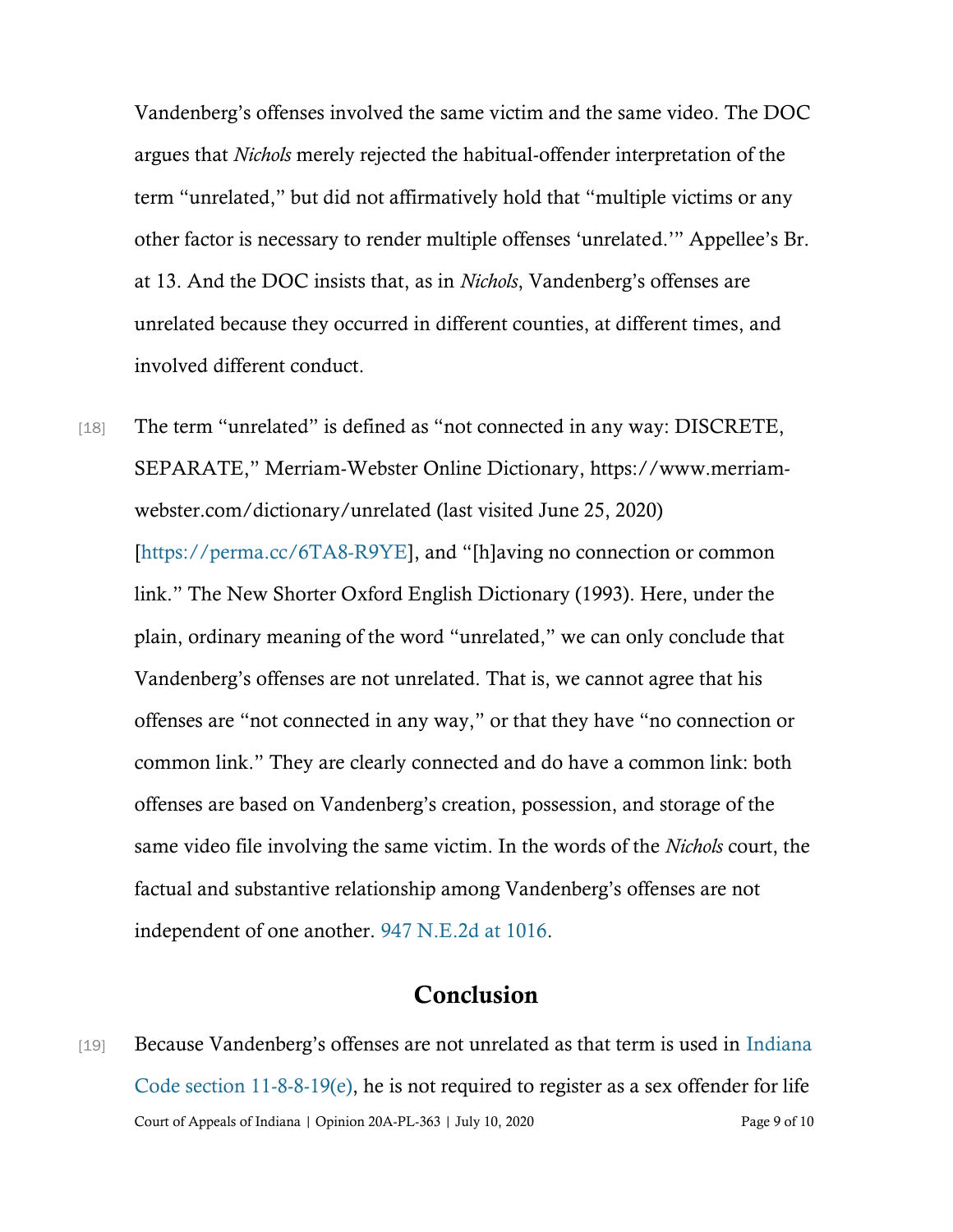Vandenberg's offenses involved the same victim and the same video. The DOC argues that *Nichols* merely rejected the habitual-offender interpretation of the term "unrelated," but did not affirmatively hold that "multiple victims or any other factor is necessary to render multiple offenses 'unrelated.'" Appellee's Br. at 13. And the DOC insists that, as in *Nichols*, Vandenberg's offenses are unrelated because they occurred in different counties, at different times, and involved different conduct.

[18] The term "unrelated" is defined as "not connected in any way: DISCRETE, SEPARATE," Merriam-Webster Online Dictionary, https://www.merriam-webster.com/dictionary/unrelated (last visited June 25, 2020) [https://perma.cc/6TA8-R9YE], and "[h]aving no connection or common link." The New Shorter Oxford English Dictionary (1993). Here, under the plain, ordinary meaning of the word "unrelated," we can only conclude that Vandenberg's offenses are not unrelated. That is, we cannot agree that his offenses are "not connected in any way," or that they have "no connection or common link." They are clearly connected and do have a common link: both offenses are based on Vandenberg's creation, possession, and storage of the same video file involving the same victim. In the words of the *Nichols* court, the factual and substantive relationship among Vandenberg's offenses are not independent of one another. 947 N.E.2d at 1016.

## Conclusion

[19] Because Vandenberg's offenses are not unrelated as that term is used in Indiana Code section 11-8-8-19(e), he is not required to register as a sex offender for life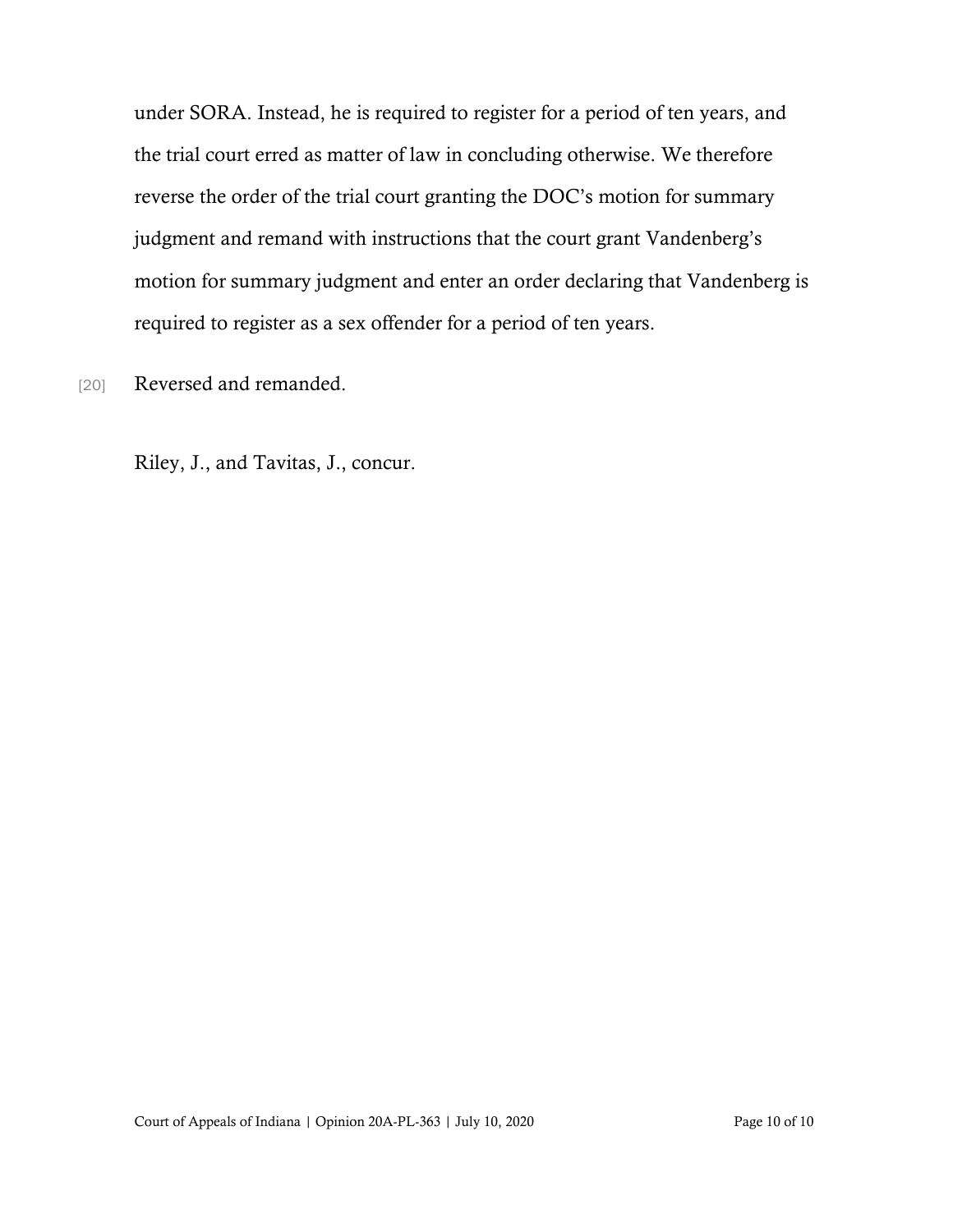under SORA. Instead, he is required to register for a period of ten years, and the trial court erred as matter of law in concluding otherwise. We therefore reverse the order of the trial court granting the DOC's motion for summary judgment and remand with instructions that the court grant Vandenberg's motion for summary judgment and enter an order declaring that Vandenberg is required to register as a sex offender for a period of ten years.

[20] Reversed and remanded.

Riley, J., and Tavitas, J., concur.